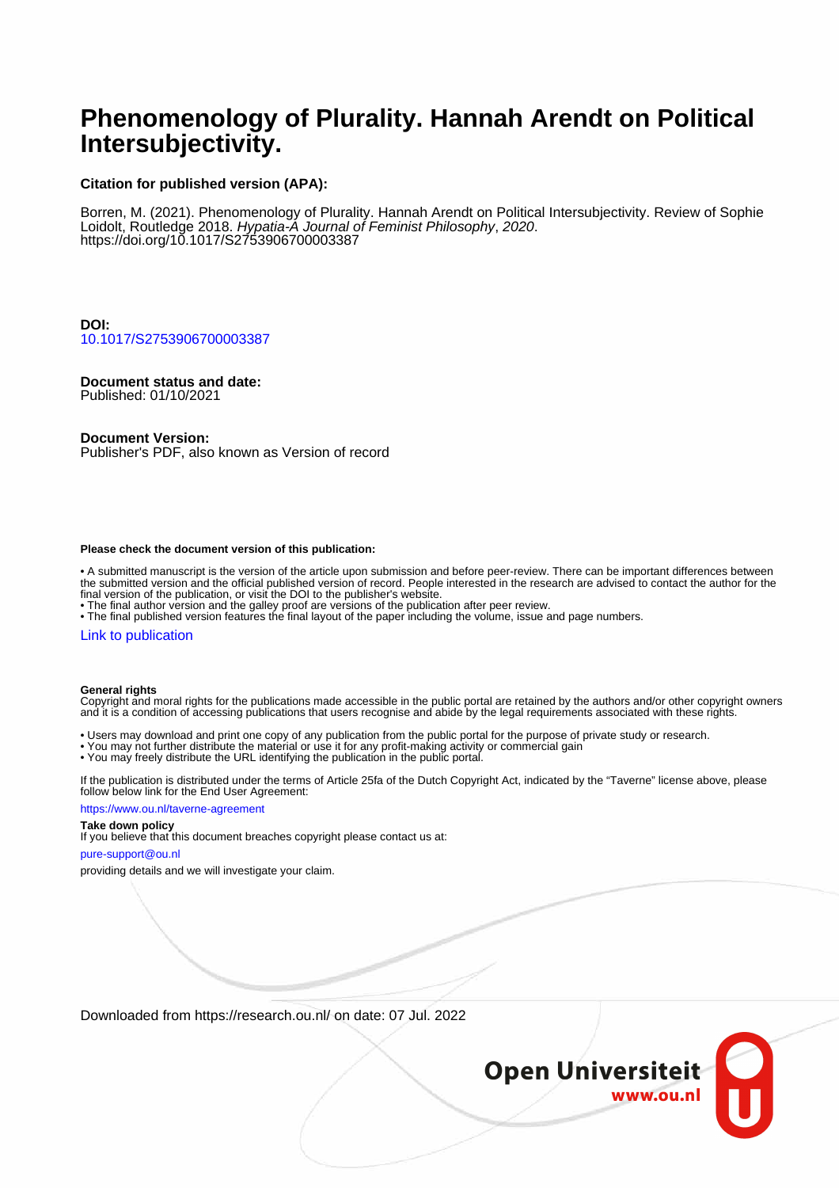# Phenomenology of Plurality. Hannah Arendt on Political Intersubjectivity.

**Citation for published version (APA):**

Borren, M. (2021). Phenomenology of Plurality. Hannah Arendt on Political Intersubjectivity. Review of Sophie Loidolt, Routledge 2018. *Hypatia-A Journal of Feminist Philosophy*, *2020*. https://doi.org/10.1017/S2753906700003387

**DOI:**
10.1017/S2753906700003387

**Document status and date:**
Published: 01/10/2021

**Document Version:**
Publisher's PDF, also known as Version of record

**Please check the document version of this publication:**

- A submitted manuscript is the version of the article upon submission and before peer-review. There can be important differences between the submitted version and the official published version of record. People interested in the research are advised to contact the author for the final version of the publication, or visit the DOI to the publisher's website.
- The final author version and the galley proof are versions of the publication after peer review.
- The final published version features the final layout of the paper including the volume, issue and page numbers.

Link to publication

**General rights**
Copyright and moral rights for the publications made accessible in the public portal are retained by the authors and/or other copyright owners and it is a condition of accessing publications that users recognise and abide by the legal requirements associated with these rights.

- Users may download and print one copy of any publication from the public portal for the purpose of private study or research.
- You may not further distribute the material or use it for any profit-making activity or commercial gain
- You may freely distribute the URL identifying the publication in the public portal.

If the publication is distributed under the terms of Article 25fa of the Dutch Copyright Act, indicated by the "Taverne" license above, please follow below link for the End User Agreement:

https://www.ou.nl/taverne-agreement

**Take down policy**
If you believe that this document breaches copyright please contact us at:

pure-support@ou.nl

providing details and we will investigate your claim.

Downloaded from https://research.ou.nl/ on date: 07 Jul. 2022

Open Universiteit
www.ou.nl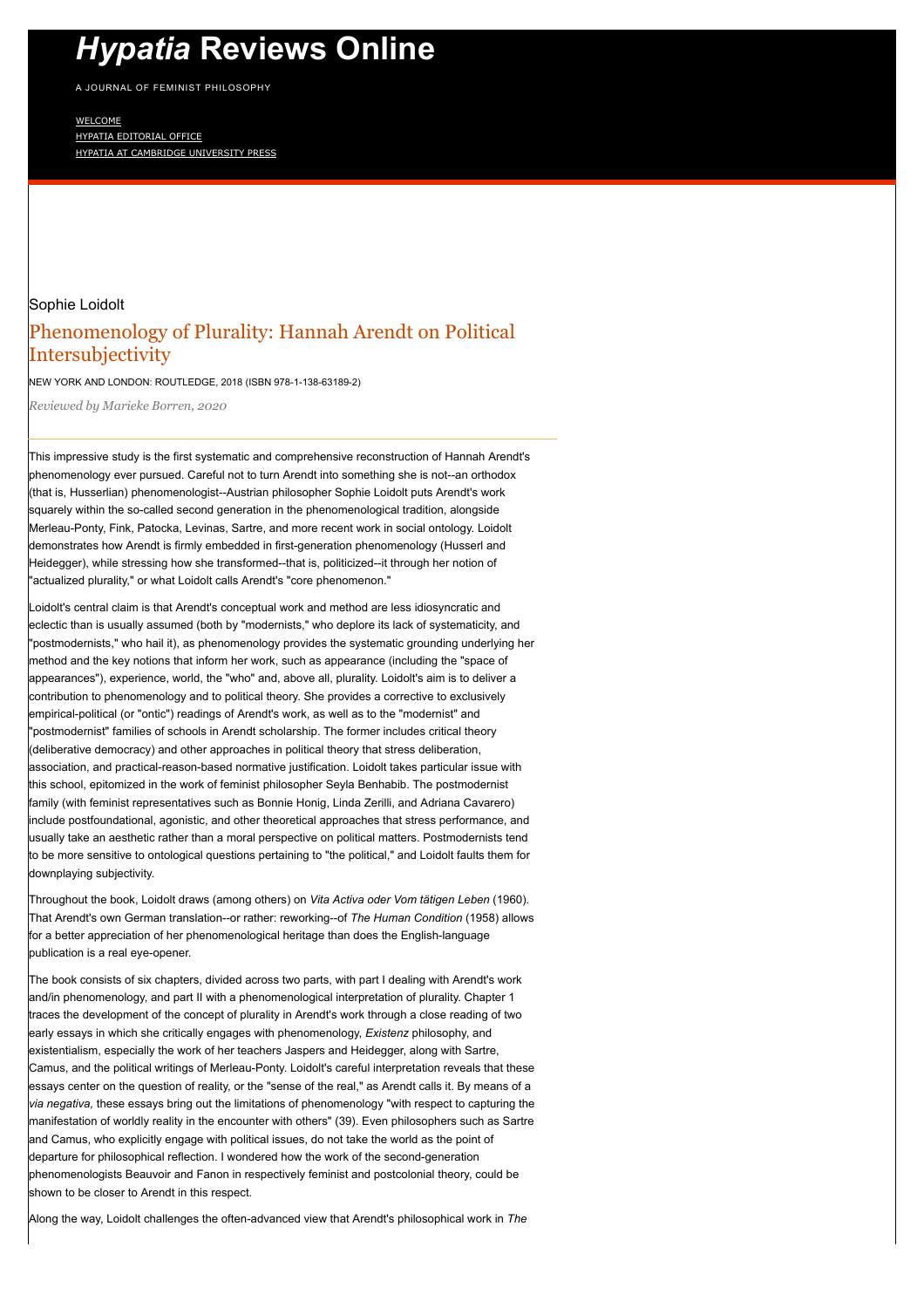# *Hypatia* Reviews Online

A JOURNAL OF FEMINIST PHILOSOPHY

WELCOME
HYPATIA EDITORIAL OFFICE
HYPATIA AT CAMBRIDGE UNIVERSITY PRESS

Sophie Loidolt

## Phenomenology of Plurality: Hannah Arendt on Political Intersubjectivity

NEW YORK AND LONDON: ROUTLEDGE, 2018 (ISBN 978-1-138-63189-2)

*Reviewed by Marieke Borren, 2020*

This impressive study is the first systematic and comprehensive reconstruction of Hannah Arendt's phenomenology ever pursued. Careful not to turn Arendt into something she is not--an orthodox (that is, Husserlian) phenomenologist--Austrian philosopher Sophie Loidolt puts Arendt's work squarely within the so-called second generation in the phenomenological tradition, alongside Merleau-Ponty, Fink, Patocka, Levinas, Sartre, and more recent work in social ontology. Loidolt demonstrates how Arendt is firmly embedded in first-generation phenomenology (Husserl and Heidegger), while stressing how she transformed--that is, politicized--it through her notion of "actualized plurality," or what Loidolt calls Arendt's "core phenomenon."

Loidolt's central claim is that Arendt's conceptual work and method are less idiosyncratic and eclectic than is usually assumed (both by "modernists," who deplore its lack of systematicity, and "postmodernists," who hail it), as phenomenology provides the systematic grounding underlying her method and the key notions that inform her work, such as appearance (including the "space of appearances"), experience, world, the "who" and, above all, plurality. Loidolt's aim is to deliver a contribution to phenomenology and to political theory. She provides a corrective to exclusively empirical-political (or "ontic") readings of Arendt's work, as well as to the "modernist" and "postmodernist" families of schools in Arendt scholarship. The former includes critical theory (deliberative democracy) and other approaches in political theory that stress deliberation, association, and practical-reason-based normative justification. Loidolt takes particular issue with this school, epitomized in the work of feminist philosopher Seyla Benhabib. The postmodernist family (with feminist representatives such as Bonnie Honig, Linda Zerilli, and Adriana Cavarero) include postfoundational, agonistic, and other theoretical approaches that stress performance, and usually take an aesthetic rather than a moral perspective on political matters. Postmodernists tend to be more sensitive to ontological questions pertaining to "the political," and Loidolt faults them for downplaying subjectivity.

Throughout the book, Loidolt draws (among others) on *Vita Activa oder Vom tätigen Leben* (1960). That Arendt's own German translation--or rather: reworking--of *The Human Condition* (1958) allows for a better appreciation of her phenomenological heritage than does the English-language publication is a real eye-opener.

The book consists of six chapters, divided across two parts, with part I dealing with Arendt's work and/in phenomenology, and part II with a phenomenological interpretation of plurality. Chapter 1 traces the development of the concept of plurality in Arendt's work through a close reading of two early essays in which she critically engages with phenomenology, *Existenz* philosophy, and existentialism, especially the work of her teachers Jaspers and Heidegger, along with Sartre, Camus, and the political writings of Merleau-Ponty. Loidolt's careful interpretation reveals that these essays center on the question of reality, or the "sense of the real," as Arendt calls it. By means of a *via negativa,* these essays bring out the limitations of phenomenology "with respect to capturing the manifestation of worldly reality in the encounter with others" (39). Even philosophers such as Sartre and Camus, who explicitly engage with political issues, do not take the world as the point of departure for philosophical reflection. I wondered how the work of the second-generation phenomenologists Beauvoir and Fanon in respectively feminist and postcolonial theory, could be shown to be closer to Arendt in this respect.

Along the way, Loidolt challenges the often-advanced view that Arendt's philosophical work in *The*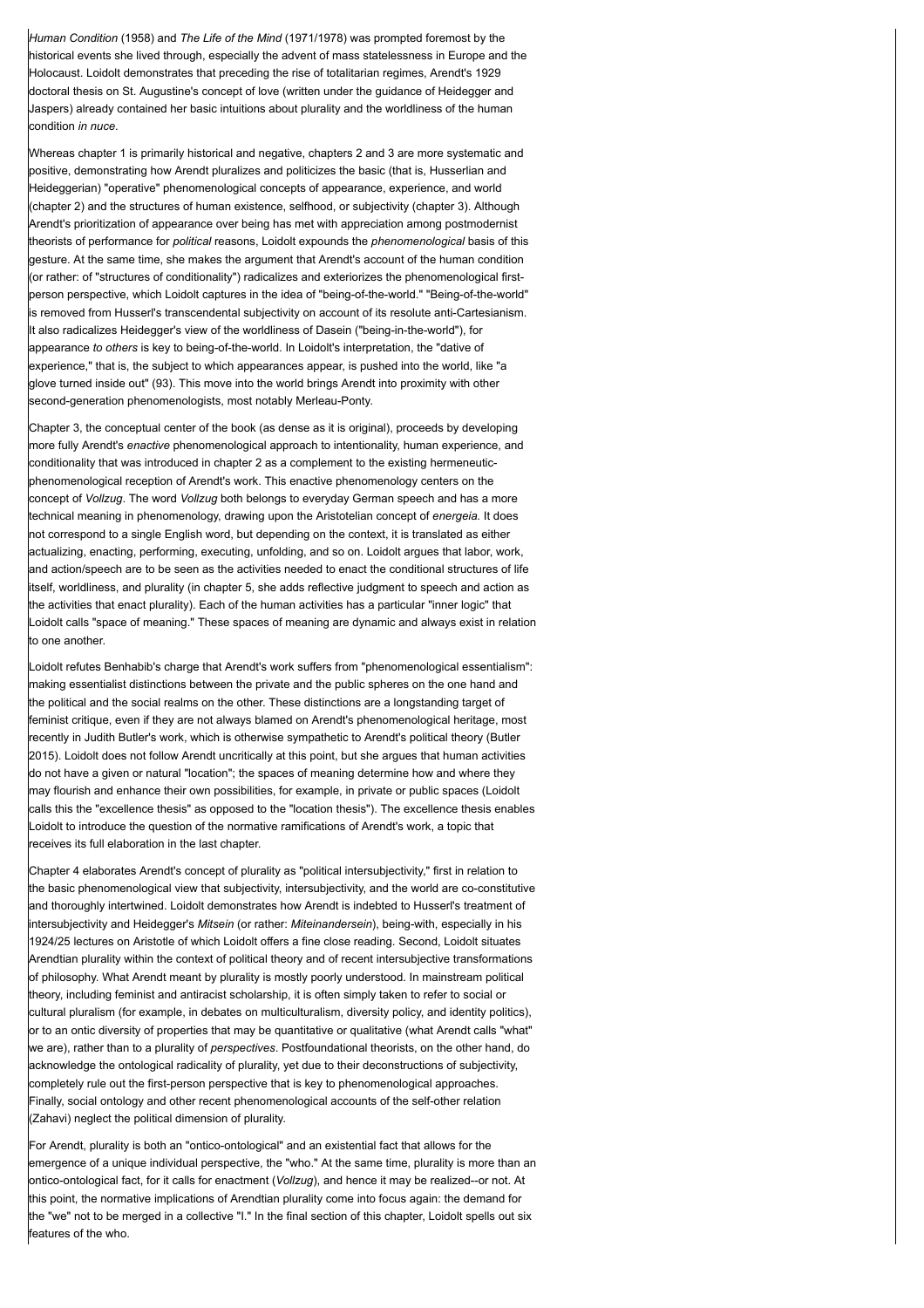*Human Condition* (1958) and *The Life of the Mind* (1971/1978) was prompted foremost by the historical events she lived through, especially the advent of mass statelessness in Europe and the Holocaust. Loidolt demonstrates that preceding the rise of totalitarian regimes, Arendt's 1929 doctoral thesis on St. Augustine's concept of love (written under the guidance of Heidegger and Jaspers) already contained her basic intuitions about plurality and the worldliness of the human condition *in nuce*.

Whereas chapter 1 is primarily historical and negative, chapters 2 and 3 are more systematic and positive, demonstrating how Arendt pluralizes and politicizes the basic (that is, Husserlian and Heideggerian) "operative" phenomenological concepts of appearance, experience, and world (chapter 2) and the structures of human existence, selfhood, or subjectivity (chapter 3). Although Arendt's prioritization of appearance over being has met with appreciation among postmodernist theorists of performance for *political* reasons, Loidolt expounds the *phenomenological* basis of this gesture. At the same time, she makes the argument that Arendt's account of the human condition (or rather: of "structures of conditionality") radicalizes and exteriorizes the phenomenological first-person perspective, which Loidolt captures in the idea of "being-of-the-world." "Being-of-the-world" is removed from Husserl's transcendental subjectivity on account of its resolute anti-Cartesianism. It also radicalizes Heidegger's view of the worldliness of Dasein ("being-in-the-world"), for appearance *to others* is key to being-of-the-world. In Loidolt's interpretation, the "dative of experience," that is, the subject to which appearances appear, is pushed into the world, like "a glove turned inside out" (93). This move into the world brings Arendt into proximity with other second-generation phenomenologists, most notably Merleau-Ponty.

Chapter 3, the conceptual center of the book (as dense as it is original), proceeds by developing more fully Arendt's *enactive* phenomenological approach to intentionality, human experience, and conditionality that was introduced in chapter 2 as a complement to the existing hermeneutic-phenomenological reception of Arendt's work. This enactive phenomenology centers on the concept of *Vollzug*. The word *Vollzug* both belongs to everyday German speech and has a more technical meaning in phenomenology, drawing upon the Aristotelian concept of *energeia.* It does not correspond to a single English word, but depending on the context, it is translated as either actualizing, enacting, performing, executing, unfolding, and so on. Loidolt argues that labor, work, and action/speech are to be seen as the activities needed to enact the conditional structures of life itself, worldliness, and plurality (in chapter 5, she adds reflective judgment to speech and action as the activities that enact plurality). Each of the human activities has a particular "inner logic" that Loidolt calls "space of meaning." These spaces of meaning are dynamic and always exist in relation to one another.

Loidolt refutes Benhabib's charge that Arendt's work suffers from "phenomenological essentialism": making essentialist distinctions between the private and the public spheres on the one hand and the political and the social realms on the other. These distinctions are a longstanding target of feminist critique, even if they are not always blamed on Arendt's phenomenological heritage, most recently in Judith Butler's work, which is otherwise sympathetic to Arendt's political theory (Butler 2015). Loidolt does not follow Arendt uncritically at this point, but she argues that human activities do not have a given or natural "location"; the spaces of meaning determine how and where they may flourish and enhance their own possibilities, for example, in private or public spaces (Loidolt calls this the "excellence thesis" as opposed to the "location thesis"). The excellence thesis enables Loidolt to introduce the question of the normative ramifications of Arendt's work, a topic that receives its full elaboration in the last chapter.

Chapter 4 elaborates Arendt's concept of plurality as "political intersubjectivity," first in relation to the basic phenomenological view that subjectivity, intersubjectivity, and the world are co-constitutive and thoroughly intertwined. Loidolt demonstrates how Arendt is indebted to Husserl's treatment of intersubjectivity and Heidegger's *Mitsein* (or rather: *Miteinandersein*), being-with, especially in his 1924/25 lectures on Aristotle of which Loidolt offers a fine close reading. Second, Loidolt situates Arendtian plurality within the context of political theory and of recent intersubjective transformations of philosophy. What Arendt meant by plurality is mostly poorly understood. In mainstream political theory, including feminist and antiracist scholarship, it is often simply taken to refer to social or cultural pluralism (for example, in debates on multiculturalism, diversity policy, and identity politics), or to an ontic diversity of properties that may be quantitative or qualitative (what Arendt calls "what" we are), rather than to a plurality of *perspectives*. Postfoundational theorists, on the other hand, do acknowledge the ontological radicality of plurality, yet due to their deconstructions of subjectivity, completely rule out the first-person perspective that is key to phenomenological approaches. Finally, social ontology and other recent phenomenological accounts of the self-other relation (Zahavi) neglect the political dimension of plurality.

For Arendt, plurality is both an "ontico-ontological" and an existential fact that allows for the emergence of a unique individual perspective, the "who." At the same time, plurality is more than an ontico-ontological fact, for it calls for enactment (*Vollzug*), and hence it may be realized--or not. At this point, the normative implications of Arendtian plurality come into focus again: the demand for the "we" not to be merged in a collective "I." In the final section of this chapter, Loidolt spells out six features of the who.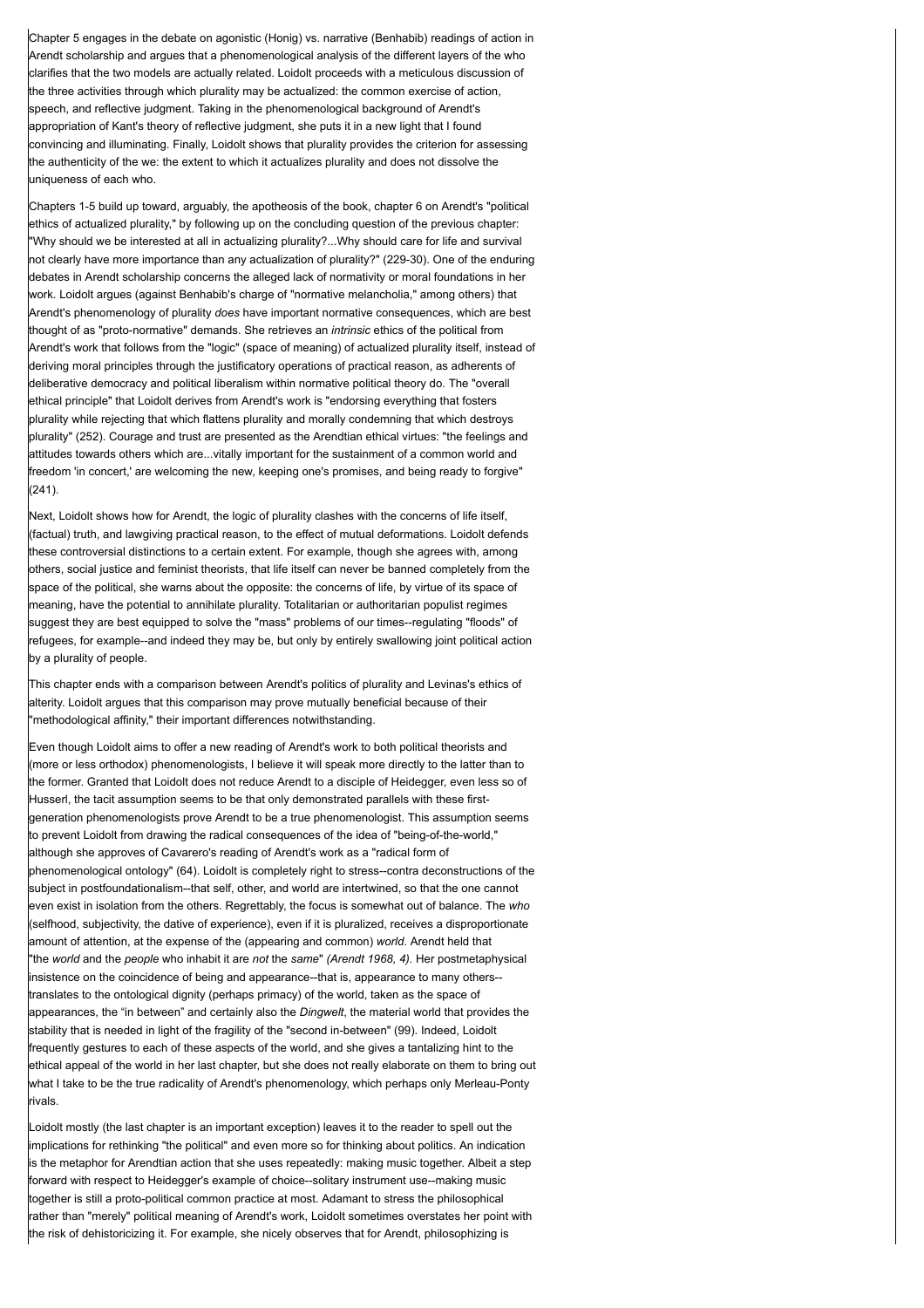Chapter 5 engages in the debate on agonistic (Honig) vs. narrative (Benhabib) readings of action in Arendt scholarship and argues that a phenomenological analysis of the different layers of the who clarifies that the two models are actually related. Loidolt proceeds with a meticulous discussion of the three activities through which plurality may be actualized: the common exercise of action, speech, and reflective judgment. Taking in the phenomenological background of Arendt's appropriation of Kant's theory of reflective judgment, she puts it in a new light that I found convincing and illuminating. Finally, Loidolt shows that plurality provides the criterion for assessing the authenticity of the we: the extent to which it actualizes plurality and does not dissolve the uniqueness of each who.

Chapters 1-5 build up toward, arguably, the apotheosis of the book, chapter 6 on Arendt's "political ethics of actualized plurality," by following up on the concluding question of the previous chapter: "Why should we be interested at all in actualizing plurality?...Why should care for life and survival not clearly have more importance than any actualization of plurality?" (229-30). One of the enduring debates in Arendt scholarship concerns the alleged lack of normativity or moral foundations in her work. Loidolt argues (against Benhabib's charge of "normative melancholia," among others) that Arendt's phenomenology of plurality *does* have important normative consequences, which are best thought of as "proto-normative" demands. She retrieves an *intrinsic* ethics of the political from Arendt's work that follows from the "logic" (space of meaning) of actualized plurality itself, instead of deriving moral principles through the justificatory operations of practical reason, as adherents of deliberative democracy and political liberalism within normative political theory do. The "overall ethical principle" that Loidolt derives from Arendt's work is "endorsing everything that fosters plurality while rejecting that which flattens plurality and morally condemning that which destroys plurality" (252). Courage and trust are presented as the Arendtian ethical virtues: "the feelings and attitudes towards others which are...vitally important for the sustainment of a common world and freedom 'in concert,' are welcoming the new, keeping one's promises, and being ready to forgive" (241).

Next, Loidolt shows how for Arendt, the logic of plurality clashes with the concerns of life itself, (factual) truth, and lawgiving practical reason, to the effect of mutual deformations. Loidolt defends these controversial distinctions to a certain extent. For example, though she agrees with, among others, social justice and feminist theorists, that life itself can never be banned completely from the space of the political, she warns about the opposite: the concerns of life, by virtue of its space of meaning, have the potential to annihilate plurality. Totalitarian or authoritarian populist regimes suggest they are best equipped to solve the "mass" problems of our times--regulating "floods" of refugees, for example--and indeed they may be, but only by entirely swallowing joint political action by a plurality of people.

This chapter ends with a comparison between Arendt's politics of plurality and Levinas's ethics of alterity. Loidolt argues that this comparison may prove mutually beneficial because of their "methodological affinity," their important differences notwithstanding.

Even though Loidolt aims to offer a new reading of Arendt's work to both political theorists and (more or less orthodox) phenomenologists, I believe it will speak more directly to the latter than to the former. Granted that Loidolt does not reduce Arendt to a disciple of Heidegger, even less so of Husserl, the tacit assumption seems to be that only demonstrated parallels with these first-generation phenomenologists prove Arendt to be a true phenomenologist. This assumption seems to prevent Loidolt from drawing the radical consequences of the idea of "being-of-the-world," although she approves of Cavarero's reading of Arendt's work as a "radical form of phenomenological ontology" (64). Loidolt is completely right to stress--contra deconstructions of the subject in postfoundationalism--that self, other, and world are intertwined, so that the one cannot even exist in isolation from the others. Regrettably, the focus is somewhat out of balance. The *who* (selfhood, subjectivity, the dative of experience), even if it is pluralized, receives a disproportionate amount of attention, at the expense of the (appearing and common) *world*. Arendt held that "the *world* and the *people* who inhabit it are *not* the *same*" *(Arendt 1968, 4)*. Her postmetaphysical insistence on the coincidence of being and appearance--that is, appearance to many others--translates to the ontological dignity (perhaps primacy) of the world, taken as the space of appearances, the "in between" and certainly also the *Dingwelt*, the material world that provides the stability that is needed in light of the fragility of the "second in-between" (99). Indeed, Loidolt frequently gestures to each of these aspects of the world, and she gives a tantalizing hint to the ethical appeal of the world in her last chapter, but she does not really elaborate on them to bring out what I take to be the true radicality of Arendt's phenomenology, which perhaps only Merleau-Ponty rivals.

Loidolt mostly (the last chapter is an important exception) leaves it to the reader to spell out the implications for rethinking "the political" and even more so for thinking about politics. An indication is the metaphor for Arendtian action that she uses repeatedly: making music together. Albeit a step forward with respect to Heidegger's example of choice--solitary instrument use--making music together is still a proto-political common practice at most. Adamant to stress the philosophical rather than "merely" political meaning of Arendt's work, Loidolt sometimes overstates her point with the risk of dehistoricizing it. For example, she nicely observes that for Arendt, philosophizing is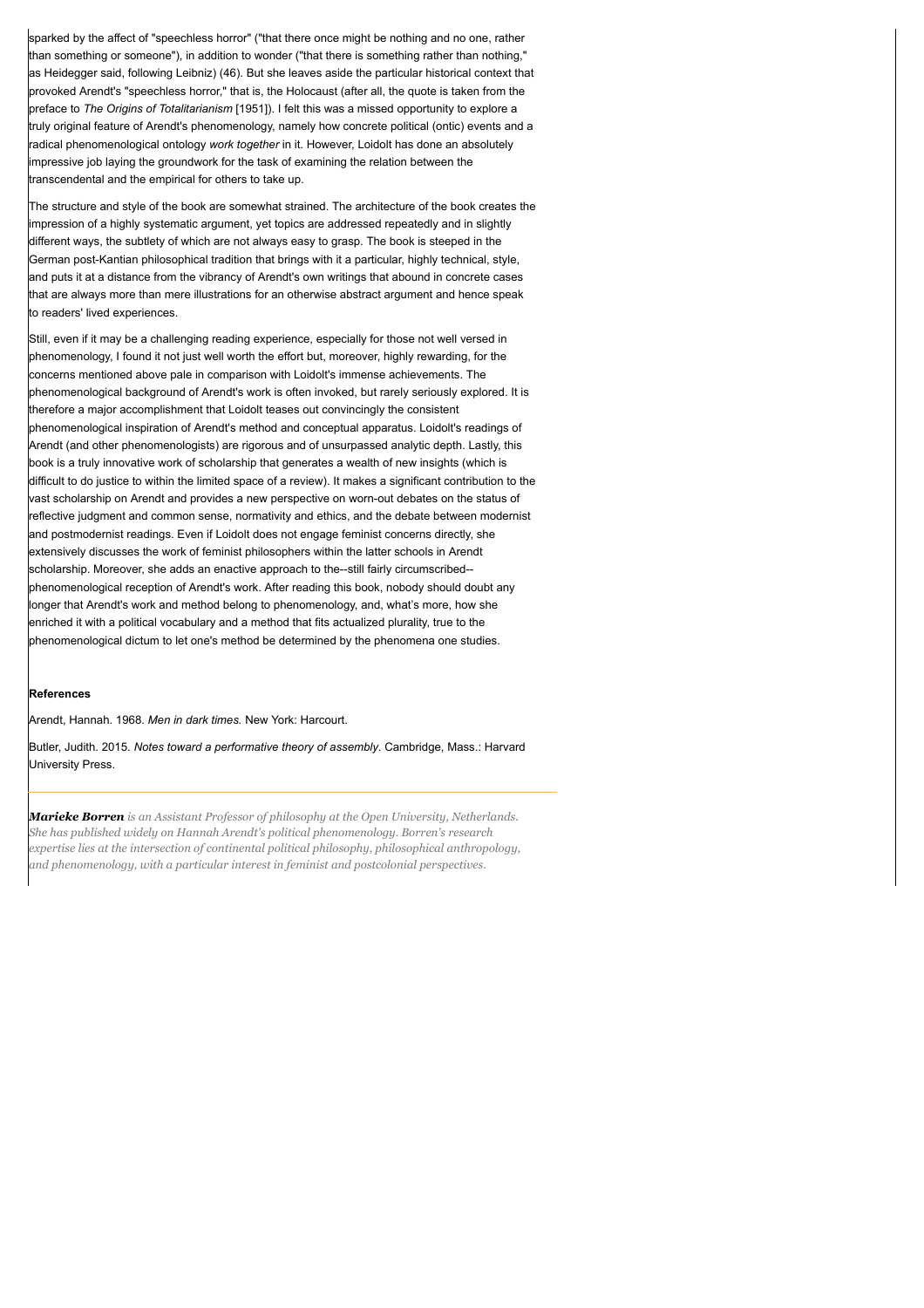sparked by the affect of "speechless horror" ("that there once might be nothing and no one, rather than something or someone"), in addition to wonder ("that there is something rather than nothing," as Heidegger said, following Leibniz) (46). But she leaves aside the particular historical context that provoked Arendt's "speechless horror," that is, the Holocaust (after all, the quote is taken from the preface to *The Origins of Totalitarianism* [1951]). I felt this was a missed opportunity to explore a truly original feature of Arendt's phenomenology, namely how concrete political (ontic) events and a radical phenomenological ontology *work together* in it. However, Loidolt has done an absolutely impressive job laying the groundwork for the task of examining the relation between the transcendental and the empirical for others to take up.

The structure and style of the book are somewhat strained. The architecture of the book creates the impression of a highly systematic argument, yet topics are addressed repeatedly and in slightly different ways, the subtlety of which are not always easy to grasp. The book is steeped in the German post-Kantian philosophical tradition that brings with it a particular, highly technical, style, and puts it at a distance from the vibrancy of Arendt's own writings that abound in concrete cases that are always more than mere illustrations for an otherwise abstract argument and hence speak to readers' lived experiences.

Still, even if it may be a challenging reading experience, especially for those not well versed in phenomenology, I found it not just well worth the effort but, moreover, highly rewarding, for the concerns mentioned above pale in comparison with Loidolt's immense achievements. The phenomenological background of Arendt's work is often invoked, but rarely seriously explored. It is therefore a major accomplishment that Loidolt teases out convincingly the consistent phenomenological inspiration of Arendt's method and conceptual apparatus. Loidolt's readings of Arendt (and other phenomenologists) are rigorous and of unsurpassed analytic depth. Lastly, this book is a truly innovative work of scholarship that generates a wealth of new insights (which is difficult to do justice to within the limited space of a review). It makes a significant contribution to the vast scholarship on Arendt and provides a new perspective on worn-out debates on the status of reflective judgment and common sense, normativity and ethics, and the debate between modernist and postmodernist readings. Even if Loidolt does not engage feminist concerns directly, she extensively discusses the work of feminist philosophers within the latter schools in Arendt scholarship. Moreover, she adds an enactive approach to the--still fairly circumscribed--phenomenological reception of Arendt's work. After reading this book, nobody should doubt any longer that Arendt's work and method belong to phenomenology, and, what's more, how she enriched it with a political vocabulary and a method that fits actualized plurality, true to the phenomenological dictum to let one's method be determined by the phenomena one studies.

**References**

Arendt, Hannah. 1968. *Men in dark times.* New York: Harcourt.

Butler, Judith. 2015. *Notes toward a performative theory of assembly*. Cambridge, Mass.: Harvard University Press.

---

***Marieke Borren*** *is an Assistant Professor of philosophy at the Open University, Netherlands. She has published widely on Hannah Arendt's political phenomenology. Borren's research expertise lies at the intersection of continental political philosophy, philosophical anthropology, and phenomenology, with a particular interest in feminist and postcolonial perspectives.*